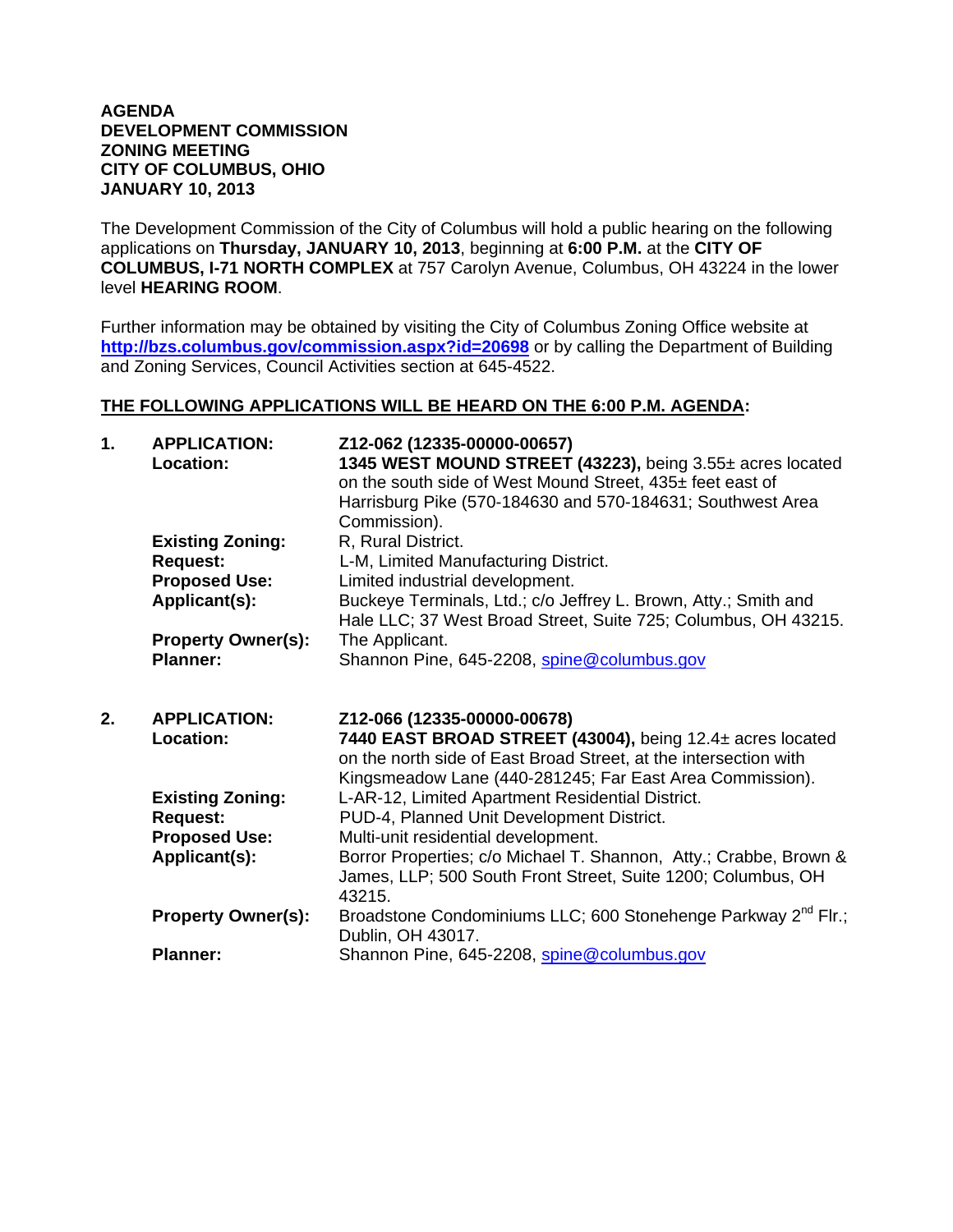# AGENDA
# DEVELOPMENT COMMISSION
# ZONING MEETING
# CITY OF COLUMBUS, OHIO
# JANUARY 10, 2013

The Development Commission of the City of Columbus will hold a public hearing on the following applications on **Thursday, JANUARY 10, 2013**, beginning at **6:00 P.M.** at the **CITY OF COLUMBUS, I-71 NORTH COMPLEX** at 757 Carolyn Avenue, Columbus, OH 43224 in the lower level **HEARING ROOM**.

Further information may be obtained by visiting the City of Columbus Zoning Office website at **http://bzs.columbus.gov/commission.aspx?id=20698** or by calling the Department of Building and Zoning Services, Council Activities section at 645-4522.

## THE FOLLOWING APPLICATIONS WILL BE HEARD ON THE 6:00 P.M. AGENDA:

**1. APPLICATION:** **Z12-062 (12335-00000-00657)**

**Location:** **1345 WEST MOUND STREET (43223),** being 3.55± acres located on the south side of West Mound Street, 435± feet east of Harrisburg Pike (570-184630 and 570-184631; Southwest Area Commission).

**Existing Zoning:** R, Rural District.

**Request:** L-M, Limited Manufacturing District.

**Proposed Use:** Limited industrial development.

**Applicant(s):** Buckeye Terminals, Ltd.; c/o Jeffrey L. Brown, Atty.; Smith and Hale LLC; 37 West Broad Street, Suite 725; Columbus, OH 43215.

**Property Owner(s):** The Applicant.

**Planner:** Shannon Pine, 645-2208, spine@columbus.gov

**2. APPLICATION:** **Z12-066 (12335-00000-00678)**

**Location:** **7440 EAST BROAD STREET (43004),** being 12.4± acres located on the north side of East Broad Street, at the intersection with Kingsmeadow Lane (440-281245; Far East Area Commission).

**Existing Zoning:** L-AR-12, Limited Apartment Residential District.

**Request:** PUD-4, Planned Unit Development District.

**Proposed Use:** Multi-unit residential development.

**Applicant(s):** Borror Properties; c/o Michael T. Shannon, Atty.; Crabbe, Brown & James, LLP; 500 South Front Street, Suite 1200; Columbus, OH 43215.

**Property Owner(s):** Broadstone Condominiums LLC; 600 Stonehenge Parkway 2nd Flr.; Dublin, OH 43017.

**Planner:** Shannon Pine, 645-2208, spine@columbus.gov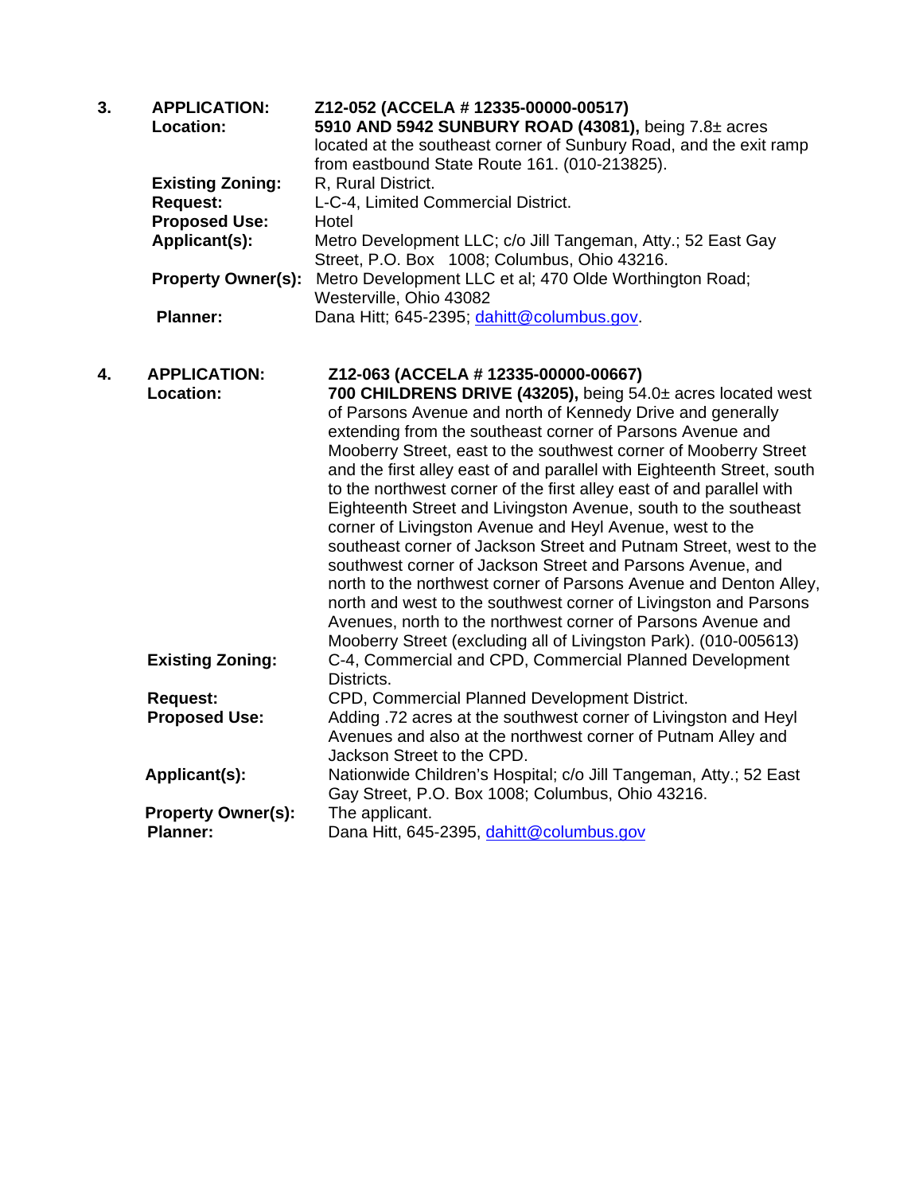3. **APPLICATION:** **Z12-052 (ACCELA # 12335-00000-00517)**

   **Location:** **5910 AND 5942 SUNBURY ROAD (43081),** being 7.8± acres located at the southeast corner of Sunbury Road, and the exit ramp from eastbound State Route 161. (010-213825).

   **Existing Zoning:** R, Rural District.

   **Request:** L-C-4, Limited Commercial District.

   **Proposed Use:** Hotel

   **Applicant(s):** Metro Development LLC; c/o Jill Tangeman, Atty.; 52 East Gay Street, P.O. Box 1008; Columbus, Ohio 43216.

   **Property Owner(s):** Metro Development LLC et al; 470 Olde Worthington Road; Westerville, Ohio 43082

   **Planner:** Dana Hitt; 645-2395; dahitt@columbus.gov.

4. **APPLICATION:** **Z12-063 (ACCELA # 12335-00000-00667)**

   **Location:** **700 CHILDRENS DRIVE (43205),** being 54.0± acres located west of Parsons Avenue and north of Kennedy Drive and generally extending from the southeast corner of Parsons Avenue and Mooberry Street, east to the southwest corner of Mooberry Street and the first alley east of and parallel with Eighteenth Street, south to the northwest corner of the first alley east of and parallel with Eighteenth Street and Livingston Avenue, south to the southeast corner of Livingston Avenue and Heyl Avenue, west to the southeast corner of Jackson Street and Putnam Street, west to the southwest corner of Jackson Street and Parsons Avenue, and north to the northwest corner of Parsons Avenue and Denton Alley, north and west to the southwest corner of Livingston and Parsons Avenues, north to the northwest corner of Parsons Avenue and Mooberry Street (excluding all of Livingston Park). (010-005613)

   **Existing Zoning:** C-4, Commercial and CPD, Commercial Planned Development Districts.

   **Request:** CPD, Commercial Planned Development District.

   **Proposed Use:** Adding .72 acres at the southwest corner of Livingston and Heyl Avenues and also at the northwest corner of Putnam Alley and Jackson Street to the CPD.

   **Applicant(s):** Nationwide Children's Hospital; c/o Jill Tangeman, Atty.; 52 East Gay Street, P.O. Box 1008; Columbus, Ohio 43216.

   **Property Owner(s):** The applicant.

   **Planner:** Dana Hitt, 645-2395, dahitt@columbus.gov